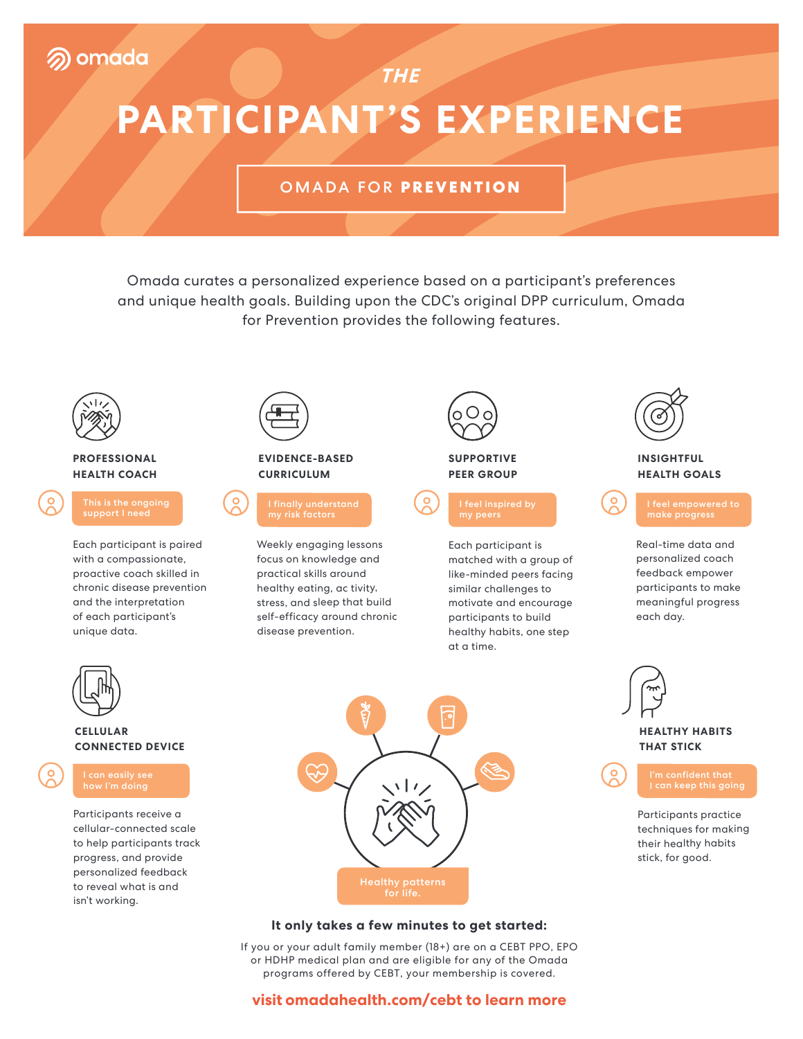omada

# *THE* PARTICIPANT'S EXPERIENCE

## OMADA FOR **PREVENTION**

Omada curates a personalized experience based on a participant's preferences and unique health goals. Building upon the CDC's original DPP curriculum, Omada for Prevention provides the following features.

### PROFESSIONAL HEALTH COACH

*This is the ongoing support I need*

Each participant is paired with a compassionate, proactive coach skilled in chronic disease prevention and the interpretation of each participant's unique data.

### EVIDENCE-BASED CURRICULUM

*I finally understand my risk factors*

Weekly engaging lessons focus on knowledge and practical skills around healthy eating, ac tivity, stress, and sleep that build self-efficacy around chronic disease prevention.

### SUPPORTIVE PEER GROUP

*I feel inspired by my peers*

Each participant is matched with a group of like-minded peers facing similar challenges to motivate and encourage participants to build healthy habits, one step at a time.

### INSIGHTFUL HEALTH GOALS

*I feel empowered to make progress*

Real-time data and personalized coach feedback empower participants to make meaningful progress each day.

### CELLULAR CONNECTED DEVICE

*I can easily see how I'm doing*

Participants receive a cellular-connected scale to help participants track progress, and provide personalized feedback to reveal what is and isn't working.

### HEALTHY HABITS THAT STICK

*I'm confident that I can keep this going*

Participants practice techniques for making their healthy habits stick, for good.

Healthy patterns for life.

**It only takes a few minutes to get started:**

If you or your adult family member (18+) are on a CEBT PPO, EPO or HDHP medical plan and are eligible for any of the Omada programs offered by CEBT, your membership is covered.

**visit omadahealth.com/cebt to learn more**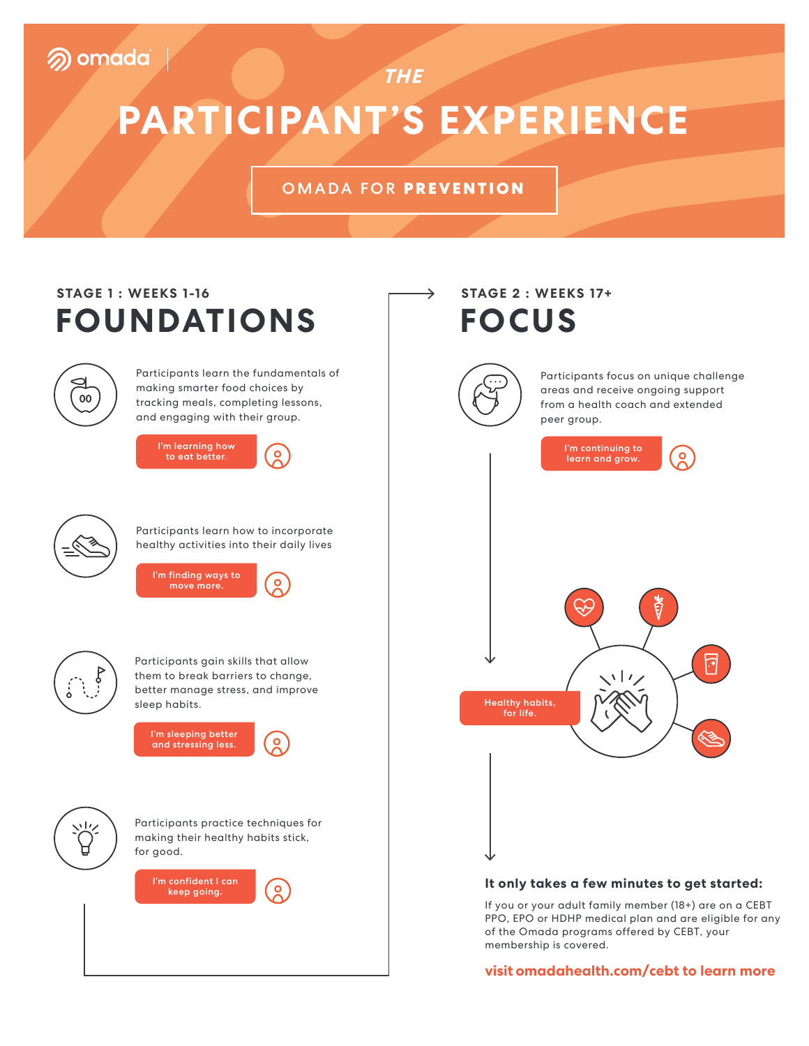omada

*THE*

# PARTICIPANT'S EXPERIENCE

OMADA FOR **PREVENTION**

## STAGE 1 : WEEKS 1-16

# FOUNDATIONS

Participants learn the fundamentals of making smarter food choices by tracking meals, completing lessons, and engaging with their group.

I'm learning how to eat better.

Participants learn how to incorporate healthy activities into their daily lives

I'm finding ways to move more.

Participants gain skills that allow them to break barriers to change, better manage stress, and improve sleep habits.

I'm sleeping better and stressing less.

Participants practice techniques for making their healthy habits stick, for good.

I'm confident I can keep going.

## STAGE 2 : WEEKS 17+

# FOCUS

Participants focus on unique challenge areas and receive ongoing support from a health coach and extended peer group.

I'm continuing to learn and grow.

Healthy habits, for life.

### It only takes a few minutes to get started:

If you or your adult family member (18+) are on a CEBT PPO, EPO or HDHP medical plan and are eligible for any of the Omada programs offered by CEBT, your membership is covered.

**visit omadahealth.com/cebt to learn more**